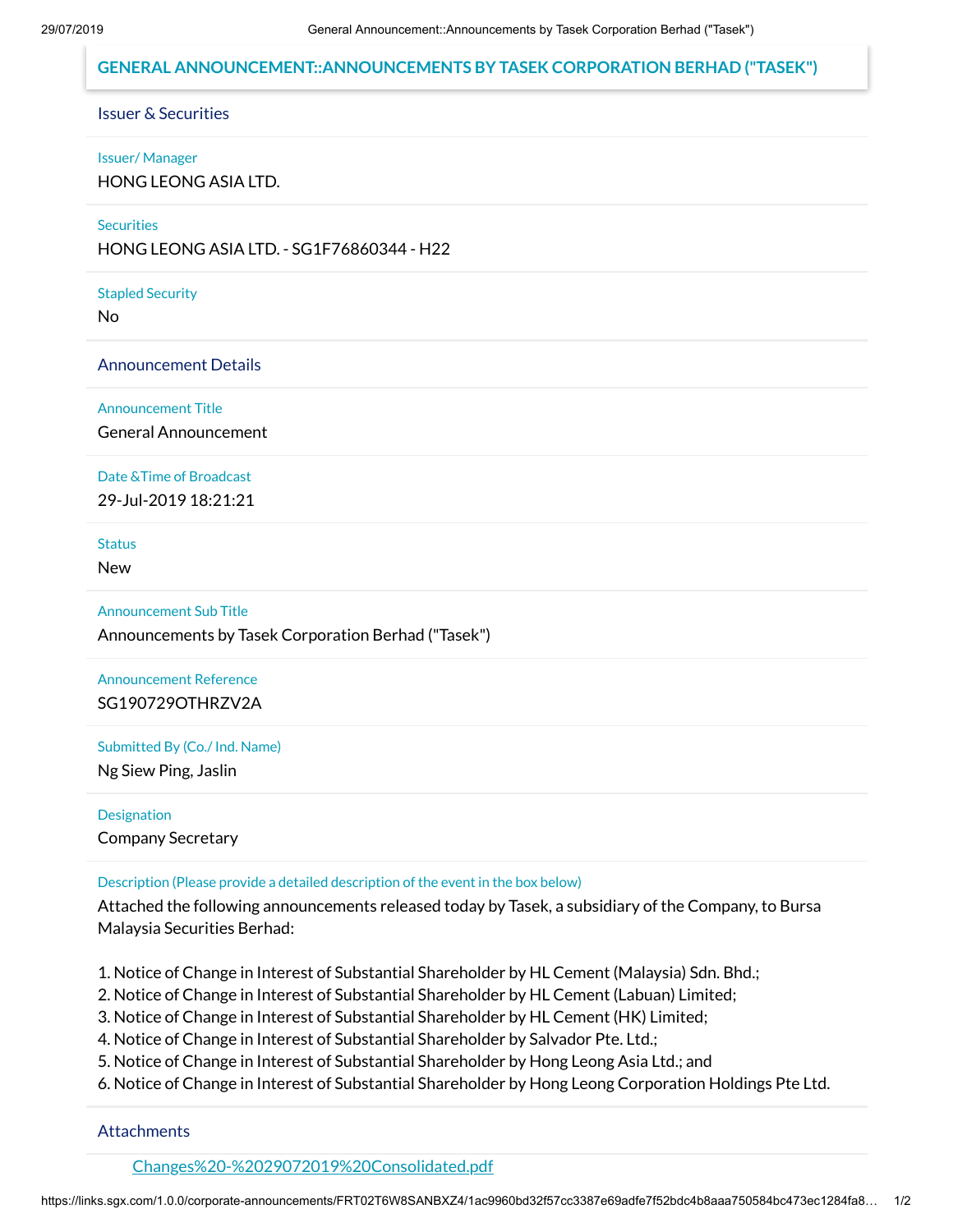# GENERAL ANNOUNCEMENT::ANNOUNCEMENTS BY TASEK CORPORATION BERHAD ("TASEK")

## Issuer & Securities

**Issuer/ Manager**
HONG LEONG ASIA LTD.

**Securities**
HONG LEONG ASIA LTD. - SG1F76860344 - H22

**Stapled Security**
No

## Announcement Details

**Announcement Title**
General Announcement

**Date &Time of Broadcast**
29-Jul-2019 18:21:21

**Status**
New

**Announcement Sub Title**
Announcements by Tasek Corporation Berhad ("Tasek")

**Announcement Reference**
SG190729OTHRZV2A

**Submitted By (Co./ Ind. Name)**
Ng Siew Ping, Jaslin

**Designation**
Company Secretary

**Description (Please provide a detailed description of the event in the box below)**
Attached the following announcements released today by Tasek, a subsidiary of the Company, to Bursa Malaysia Securities Berhad:

1. Notice of Change in Interest of Substantial Shareholder by HL Cement (Malaysia) Sdn. Bhd.;
2. Notice of Change in Interest of Substantial Shareholder by HL Cement (Labuan) Limited;
3. Notice of Change in Interest of Substantial Shareholder by HL Cement (HK) Limited;
4. Notice of Change in Interest of Substantial Shareholder by Salvador Pte. Ltd.;
5. Notice of Change in Interest of Substantial Shareholder by Hong Leong Asia Ltd.; and
6. Notice of Change in Interest of Substantial Shareholder by Hong Leong Corporation Holdings Pte Ltd.

## Attachments

Changes%20-%2029072019%20Consolidated.pdf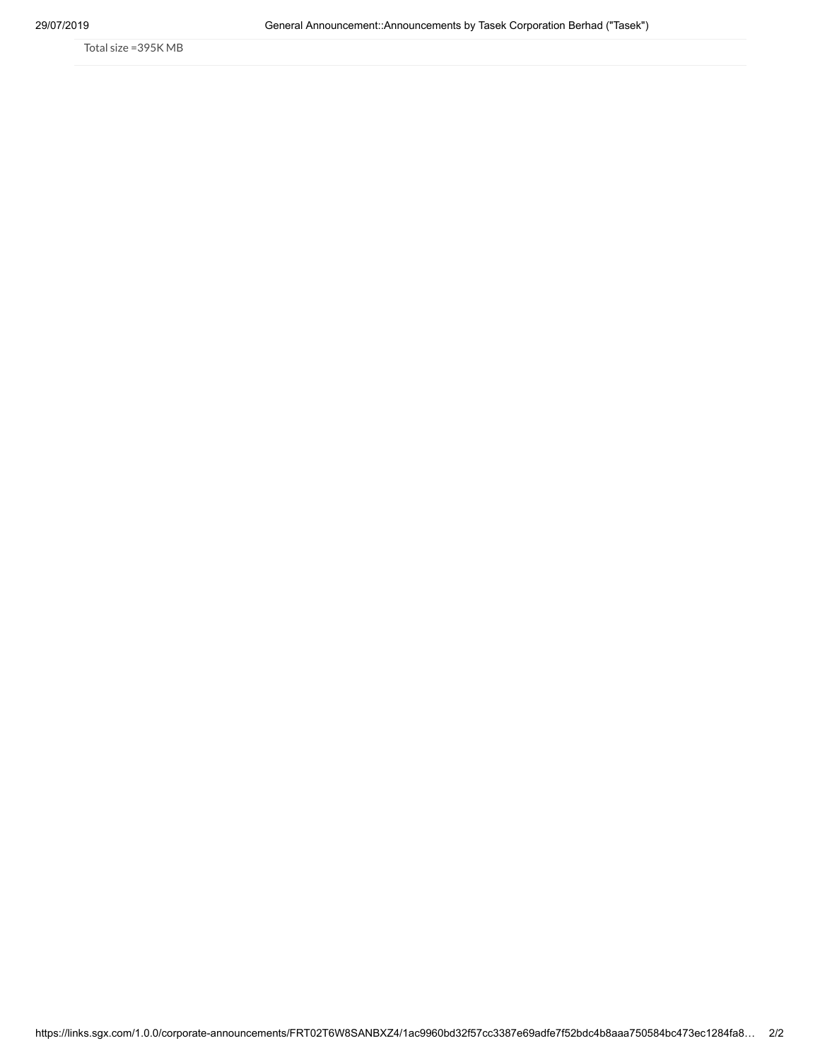Total size =395K MB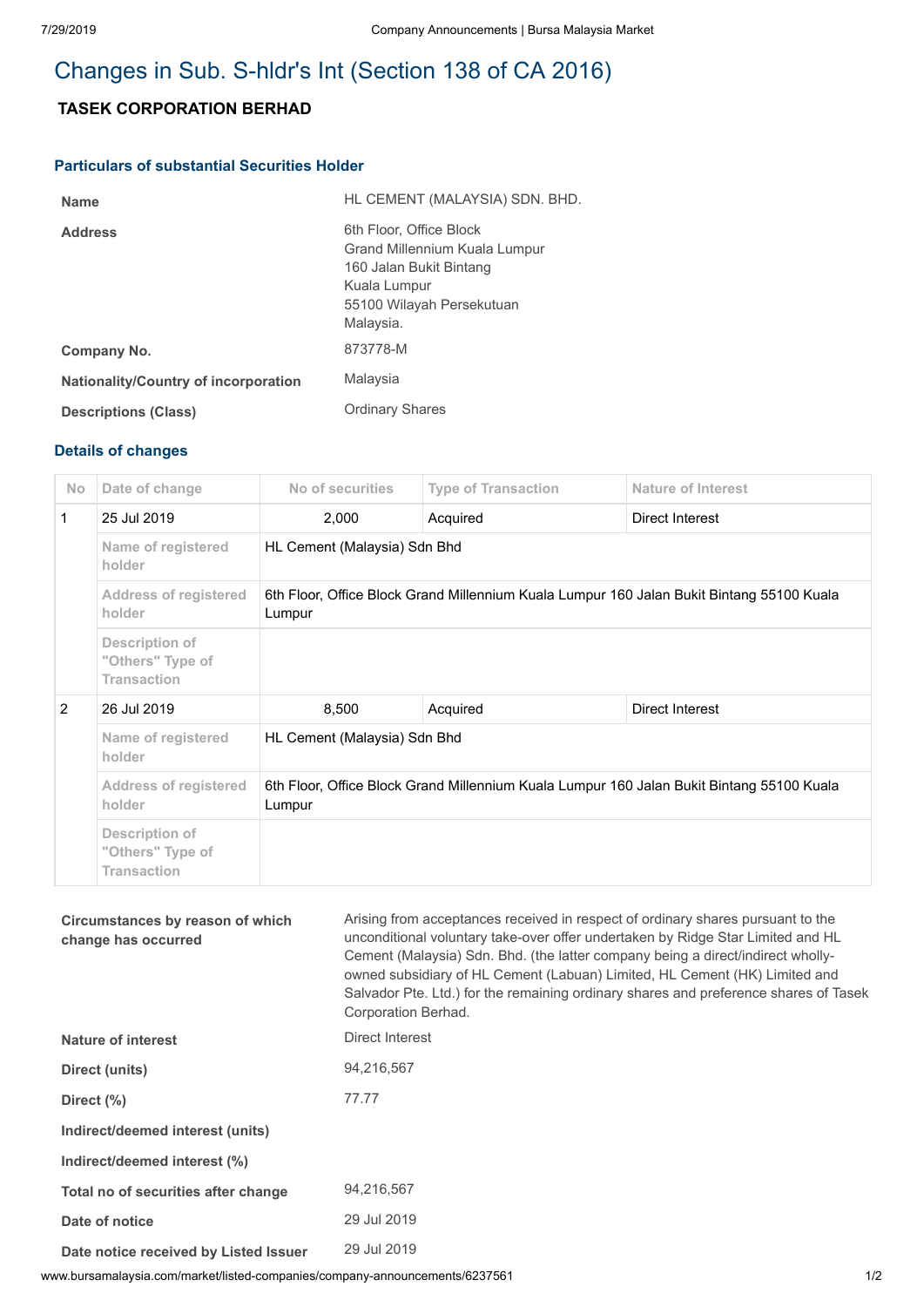# Changes in Sub. S-hldr's Int (Section 138 of CA 2016)

## TASEK CORPORATION BERHAD

### Particulars of substantial Securities Holder

| | |
|---|---|
| **Name** | HL CEMENT (MALAYSIA) SDN. BHD. |
| **Address** | 6th Floor, Office Block<br>Grand Millennium Kuala Lumpur<br>160 Jalan Bukit Bintang<br>Kuala Lumpur<br>55100 Wilayah Persekutuan<br>Malaysia. |
| **Company No.** | 873778-M |
| **Nationality/Country of incorporation** | Malaysia |
| **Descriptions (Class)** | Ordinary Shares |

### Details of changes

| No | Date of change | No of securities | Type of Transaction | Nature of Interest |
|---|---|---|---|---|
| 1 | 25 Jul 2019 | 2,000 | Acquired | Direct Interest |
| | Name of registered holder | HL Cement (Malaysia) Sdn Bhd | | |
| | Address of registered holder | 6th Floor, Office Block Grand Millennium Kuala Lumpur 160 Jalan Bukit Bintang 55100 Kuala Lumpur | | |
| | Description of "Others" Type of Transaction | | | |
| 2 | 26 Jul 2019 | 8,500 | Acquired | Direct Interest |
| | Name of registered holder | HL Cement (Malaysia) Sdn Bhd | | |
| | Address of registered holder | 6th Floor, Office Block Grand Millennium Kuala Lumpur 160 Jalan Bukit Bintang 55100 Kuala Lumpur | | |
| | Description of "Others" Type of Transaction | | | |

| | |
|---|---|
| **Circumstances by reason of which change has occurred** | Arising from acceptances received in respect of ordinary shares pursuant to the unconditional voluntary take-over offer undertaken by Ridge Star Limited and HL Cement (Malaysia) Sdn. Bhd. (the latter company being a direct/indirect wholly-owned subsidiary of HL Cement (Labuan) Limited, HL Cement (HK) Limited and Salvador Pte. Ltd.) for the remaining ordinary shares and preference shares of Tasek Corporation Berhad. |
| **Nature of interest** | Direct Interest |
| **Direct (units)** | 94,216,567 |
| **Direct (%)** | 77.77 |
| **Indirect/deemed interest (units)** | |
| **Indirect/deemed interest (%)** | |
| **Total no of securities after change** | 94,216,567 |
| **Date of notice** | 29 Jul 2019 |
| **Date notice received by Listed Issuer** | 29 Jul 2019 |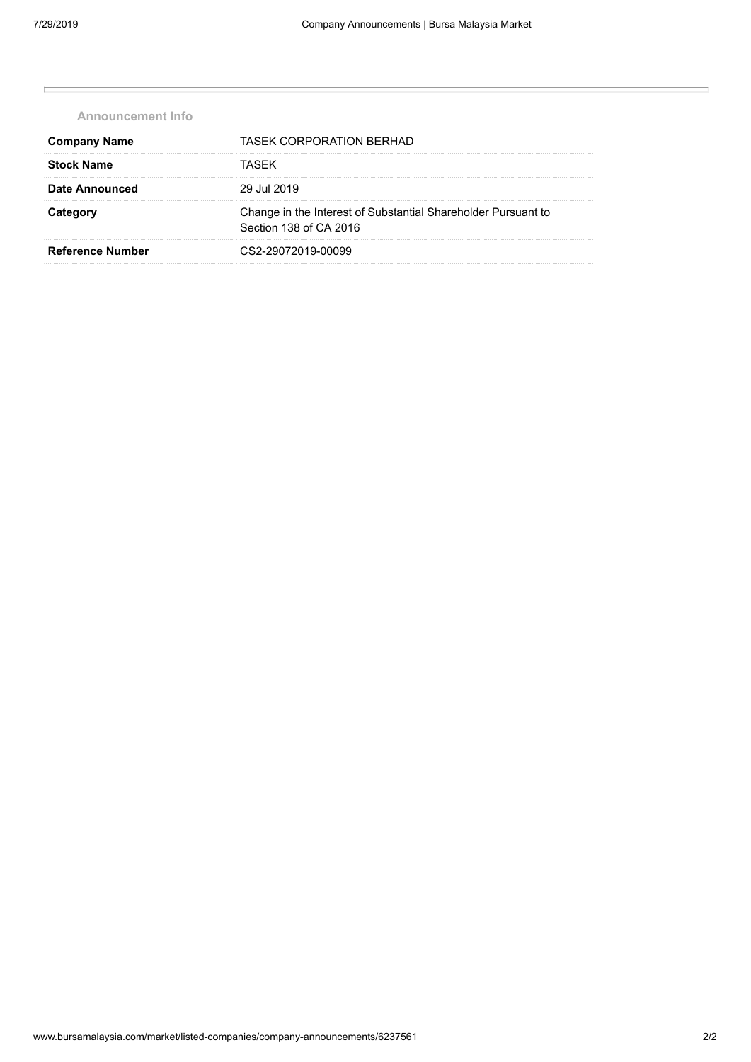## Announcement Info

| | |
|---|---|
| **Company Name** | TASEK CORPORATION BERHAD |
| **Stock Name** | TASEK |
| **Date Announced** | 29 Jul 2019 |
| **Category** | Change in the Interest of Substantial Shareholder Pursuant to Section 138 of CA 2016 |
| **Reference Number** | CS2-29072019-00099 |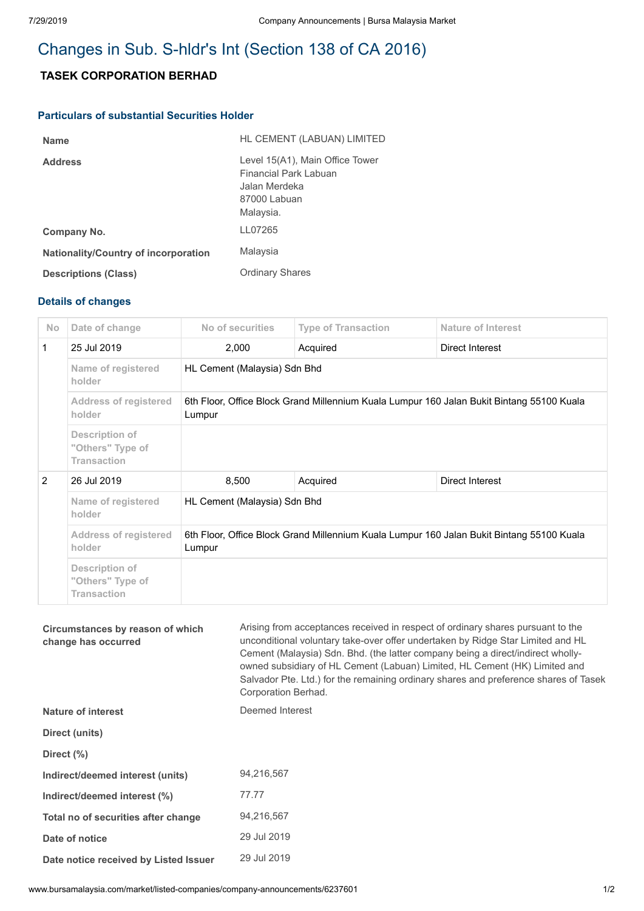# Changes in Sub. S-hldr's Int (Section 138 of CA 2016)

## TASEK CORPORATION BERHAD

### Particulars of substantial Securities Holder

| | |
|---|---|
| **Name** | HL CEMENT (LABUAN) LIMITED |
| **Address** | Level 15(A1), Main Office Tower<br>Financial Park Labuan<br>Jalan Merdeka<br>87000 Labuan<br>Malaysia. |
| **Company No.** | LL07265 |
| **Nationality/Country of incorporation** | Malaysia |
| **Descriptions (Class)** | Ordinary Shares |

### Details of changes

| No | Date of change | No of securities | Type of Transaction | Nature of Interest |
|---|---|---|---|---|
| 1 | 25 Jul 2019 | 2,000 | Acquired | Direct Interest |
| | Name of registered holder | HL Cement (Malaysia) Sdn Bhd | | |
| | Address of registered holder | 6th Floor, Office Block Grand Millennium Kuala Lumpur 160 Jalan Bukit Bintang 55100 Kuala Lumpur | | |
| | Description of "Others" Type of Transaction | | | |
| 2 | 26 Jul 2019 | 8,500 | Acquired | Direct Interest |
| | Name of registered holder | HL Cement (Malaysia) Sdn Bhd | | |
| | Address of registered holder | 6th Floor, Office Block Grand Millennium Kuala Lumpur 160 Jalan Bukit Bintang 55100 Kuala Lumpur | | |
| | Description of "Others" Type of Transaction | | | |

| | |
|---|---|
| **Circumstances by reason of which change has occurred** | Arising from acceptances received in respect of ordinary shares pursuant to the unconditional voluntary take-over offer undertaken by Ridge Star Limited and HL Cement (Malaysia) Sdn. Bhd. (the latter company being a direct/indirect wholly-owned subsidiary of HL Cement (Labuan) Limited, HL Cement (HK) Limited and Salvador Pte. Ltd.) for the remaining ordinary shares and preference shares of Tasek Corporation Berhad. |
| **Nature of interest** | Deemed Interest |
| **Direct (units)** | |
| **Direct (%)** | |
| **Indirect/deemed interest (units)** | 94,216,567 |
| **Indirect/deemed interest (%)** | 77.77 |
| **Total no of securities after change** | 94,216,567 |
| **Date of notice** | 29 Jul 2019 |
| **Date notice received by Listed Issuer** | 29 Jul 2019 |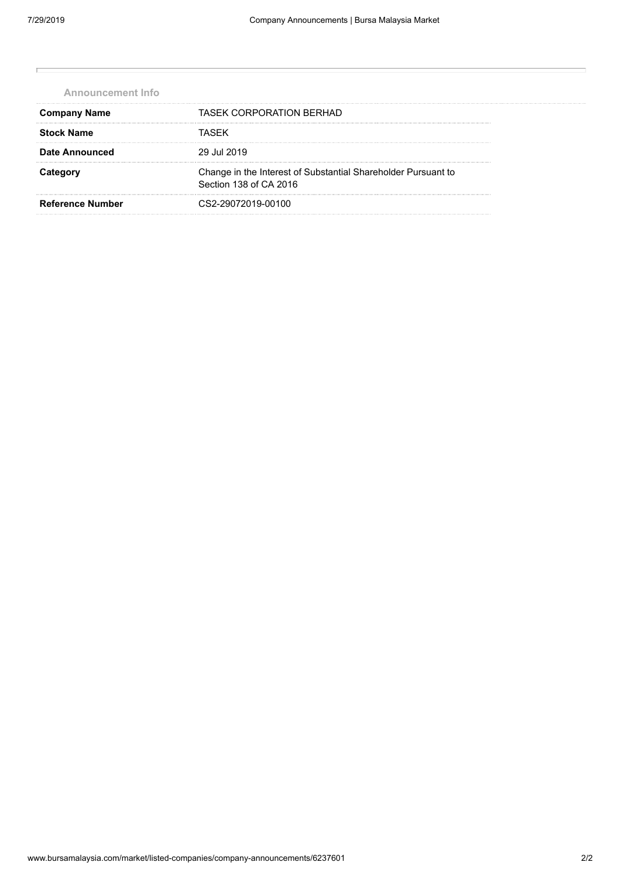**Announcement Info**

| | |
|---|---|
| **Company Name** | TASEK CORPORATION BERHAD |
| **Stock Name** | TASEK |
| **Date Announced** | 29 Jul 2019 |
| **Category** | Change in the Interest of Substantial Shareholder Pursuant to Section 138 of CA 2016 |
| **Reference Number** | CS2-29072019-00100 |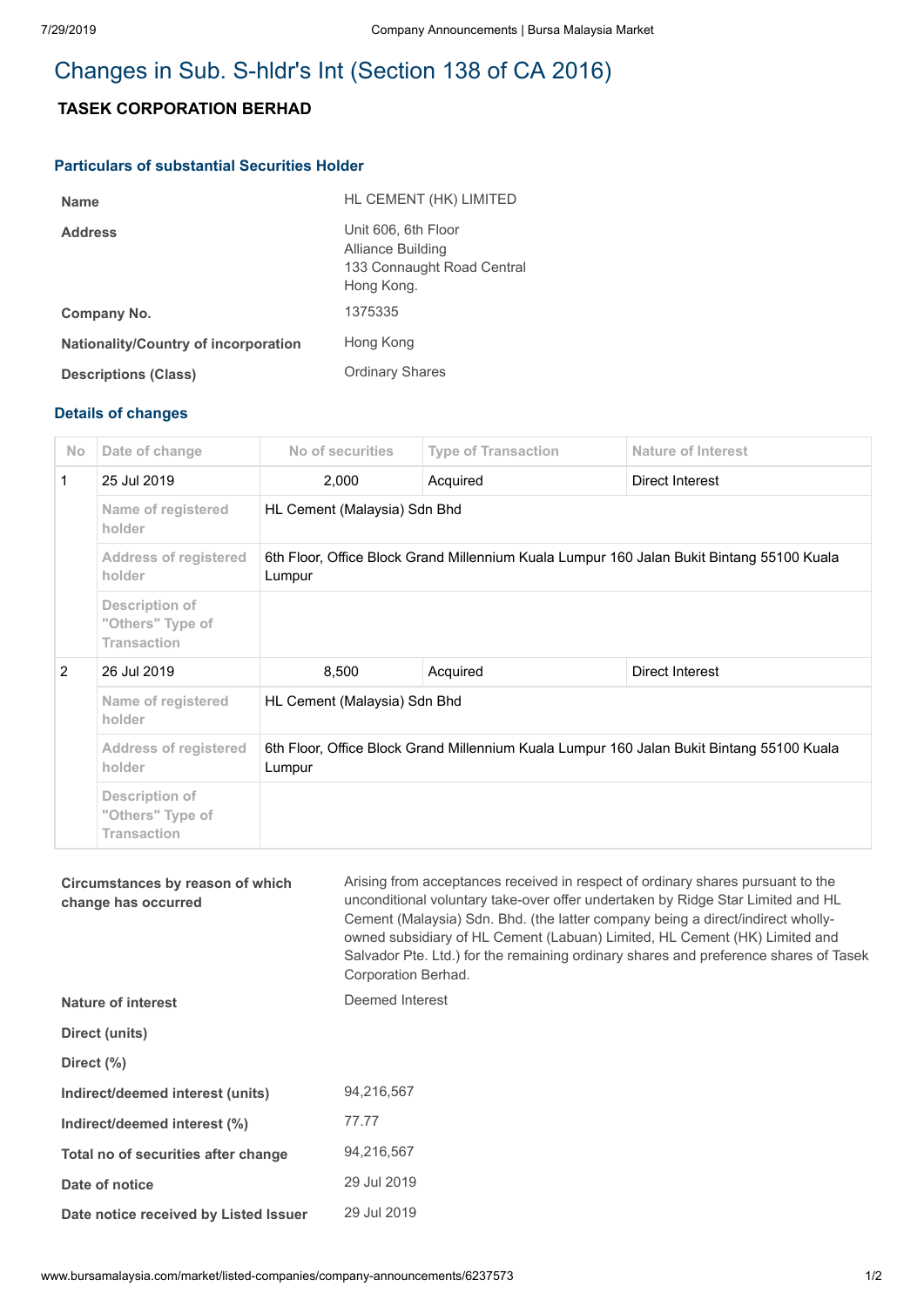# Changes in Sub. S-hldr's Int (Section 138 of CA 2016)

## TASEK CORPORATION BERHAD

### Particulars of substantial Securities Holder

| | |
|---|---|
| **Name** | HL CEMENT (HK) LIMITED |
| **Address** | Unit 606, 6th Floor<br>Alliance Building<br>133 Connaught Road Central<br>Hong Kong. |
| **Company No.** | 1375335 |
| **Nationality/Country of incorporation** | Hong Kong |
| **Descriptions (Class)** | Ordinary Shares |

### Details of changes

| No | Date of change | No of securities | Type of Transaction | Nature of Interest |
|---|---|---|---|---|
| 1 | 25 Jul 2019 | 2,000 | Acquired | Direct Interest |
| | Name of registered holder | HL Cement (Malaysia) Sdn Bhd | | |
| | Address of registered holder | 6th Floor, Office Block Grand Millennium Kuala Lumpur 160 Jalan Bukit Bintang 55100 Kuala Lumpur | | |
| | Description of "Others" Type of Transaction | | | |
| 2 | 26 Jul 2019 | 8,500 | Acquired | Direct Interest |
| | Name of registered holder | HL Cement (Malaysia) Sdn Bhd | | |
| | Address of registered holder | 6th Floor, Office Block Grand Millennium Kuala Lumpur 160 Jalan Bukit Bintang 55100 Kuala Lumpur | | |
| | Description of "Others" Type of Transaction | | | |

| | |
|---|---|
| **Circumstances by reason of which change has occurred** | Arising from acceptances received in respect of ordinary shares pursuant to the unconditional voluntary take-over offer undertaken by Ridge Star Limited and HL Cement (Malaysia) Sdn. Bhd. (the latter company being a direct/indirect wholly-owned subsidiary of HL Cement (Labuan) Limited, HL Cement (HK) Limited and Salvador Pte. Ltd.) for the remaining ordinary shares and preference shares of Tasek Corporation Berhad. |
| **Nature of interest** | Deemed Interest |
| **Direct (units)** | |
| **Direct (%)** | |
| **Indirect/deemed interest (units)** | 94,216,567 |
| **Indirect/deemed interest (%)** | 77.77 |
| **Total no of securities after change** | 94,216,567 |
| **Date of notice** | 29 Jul 2019 |
| **Date notice received by Listed Issuer** | 29 Jul 2019 |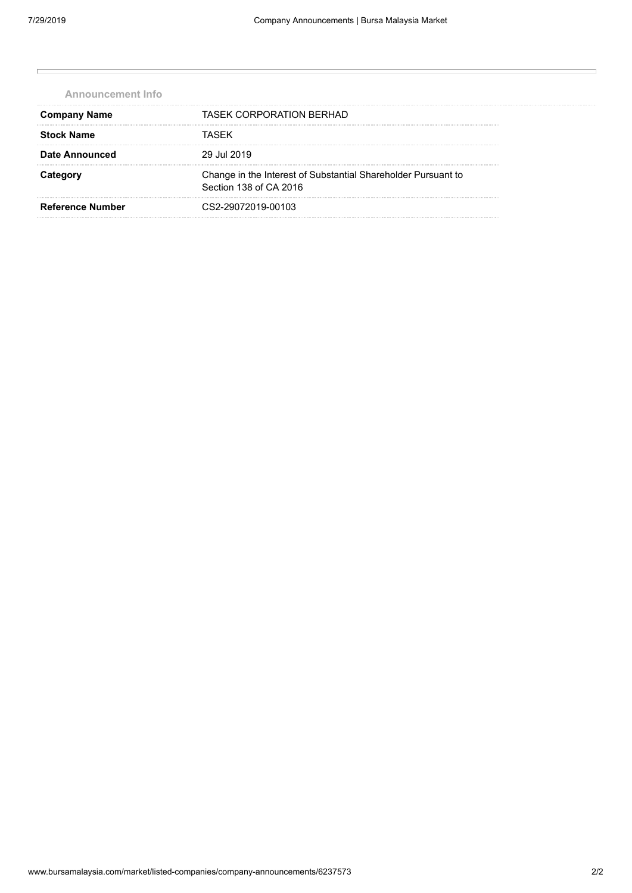## Announcement Info

| | |
|---|---|
| **Company Name** | TASEK CORPORATION BERHAD |
| **Stock Name** | TASEK |
| **Date Announced** | 29 Jul 2019 |
| **Category** | Change in the Interest of Substantial Shareholder Pursuant to Section 138 of CA 2016 |
| **Reference Number** | CS2-29072019-00103 |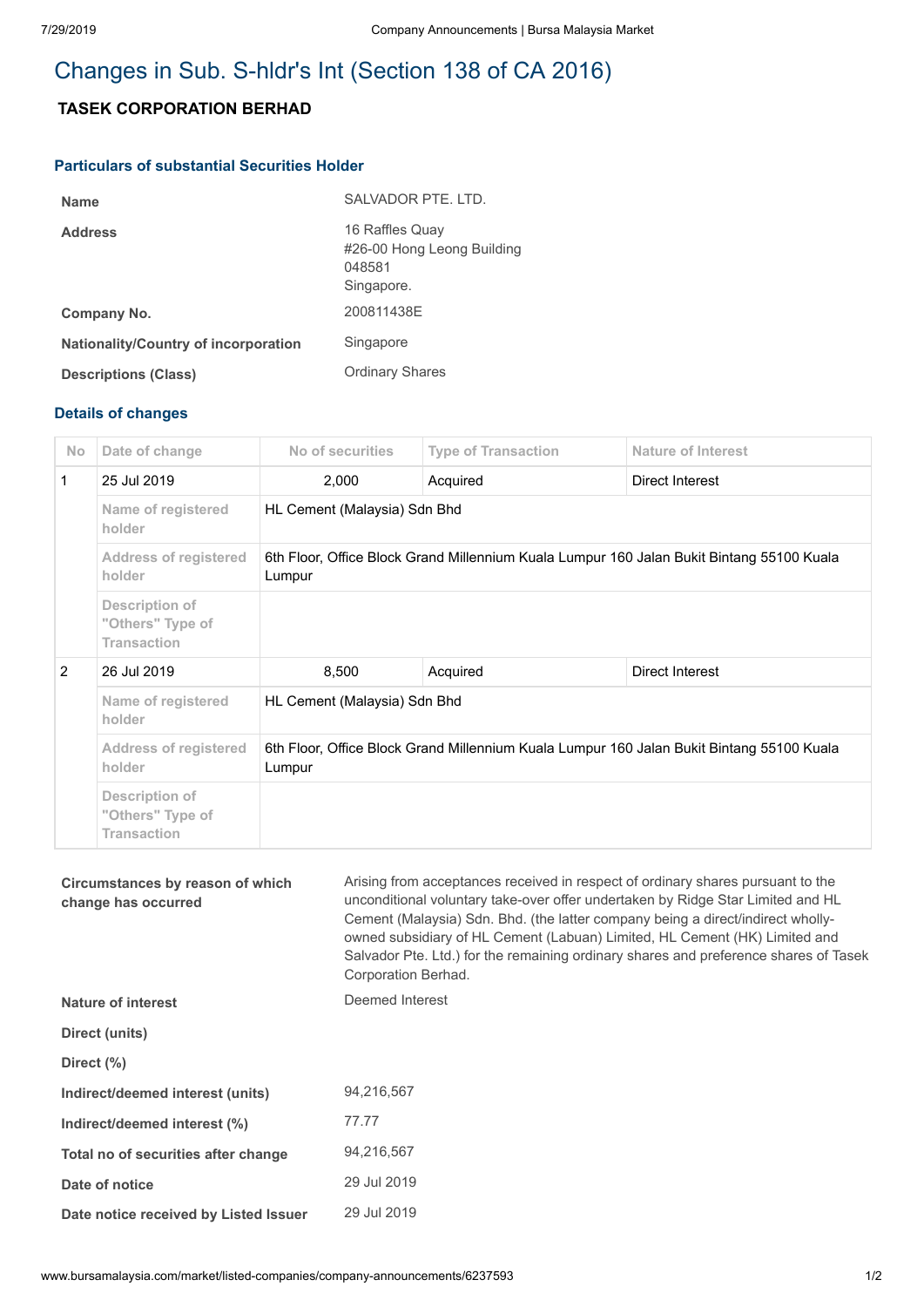# Changes in Sub. S-hldr's Int (Section 138 of CA 2016)

## TASEK CORPORATION BERHAD

### Particulars of substantial Securities Holder

| | |
|---|---|
| **Name** | SALVADOR PTE. LTD. |
| **Address** | 16 Raffles Quay<br>#26-00 Hong Leong Building<br>048581<br>Singapore. |
| **Company No.** | 200811438E |
| **Nationality/Country of incorporation** | Singapore |
| **Descriptions (Class)** | Ordinary Shares |

### Details of changes

| No | Date of change | No of securities | Type of Transaction | Nature of Interest |
|---|---|---|---|---|
| 1 | 25 Jul 2019 | 2,000 | Acquired | Direct Interest |
| | Name of registered holder | HL Cement (Malaysia) Sdn Bhd | | |
| | Address of registered holder | 6th Floor, Office Block Grand Millennium Kuala Lumpur 160 Jalan Bukit Bintang 55100 Kuala Lumpur | | |
| | Description of "Others" Type of Transaction | | | |
| 2 | 26 Jul 2019 | 8,500 | Acquired | Direct Interest |
| | Name of registered holder | HL Cement (Malaysia) Sdn Bhd | | |
| | Address of registered holder | 6th Floor, Office Block Grand Millennium Kuala Lumpur 160 Jalan Bukit Bintang 55100 Kuala Lumpur | | |
| | Description of "Others" Type of Transaction | | | |

| | |
|---|---|
| **Circumstances by reason of which change has occurred** | Arising from acceptances received in respect of ordinary shares pursuant to the unconditional voluntary take-over offer undertaken by Ridge Star Limited and HL Cement (Malaysia) Sdn. Bhd. (the latter company being a direct/indirect wholly-owned subsidiary of HL Cement (Labuan) Limited, HL Cement (HK) Limited and Salvador Pte. Ltd.) for the remaining ordinary shares and preference shares of Tasek Corporation Berhad. |
| **Nature of interest** | Deemed Interest |
| **Direct (units)** | |
| **Direct (%)** | |
| **Indirect/deemed interest (units)** | 94,216,567 |
| **Indirect/deemed interest (%)** | 77.77 |
| **Total no of securities after change** | 94,216,567 |
| **Date of notice** | 29 Jul 2019 |
| **Date notice received by Listed Issuer** | 29 Jul 2019 |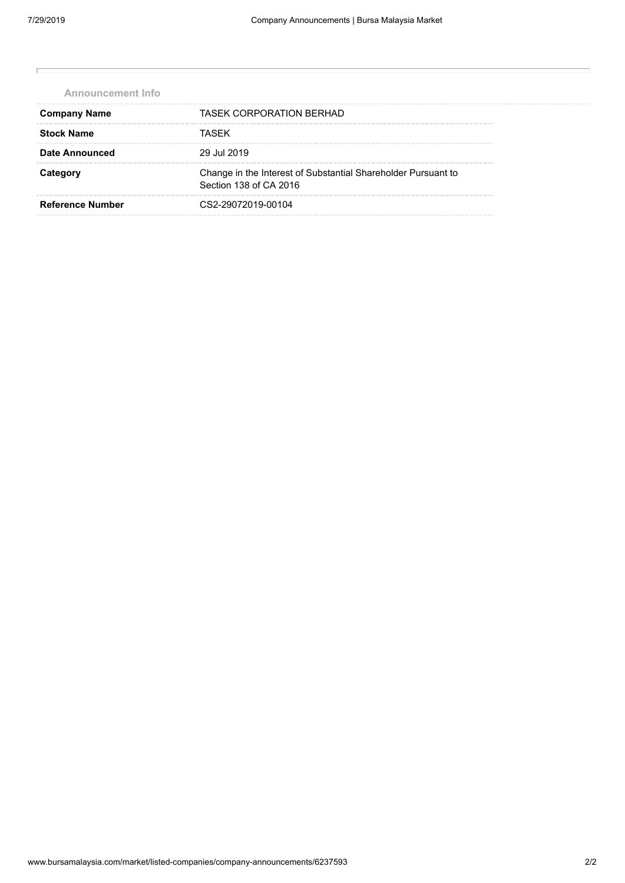## Announcement Info

| | |
|---|---|
| **Company Name** | TASEK CORPORATION BERHAD |
| **Stock Name** | TASEK |
| **Date Announced** | 29 Jul 2019 |
| **Category** | Change in the Interest of Substantial Shareholder Pursuant to Section 138 of CA 2016 |
| **Reference Number** | CS2-29072019-00104 |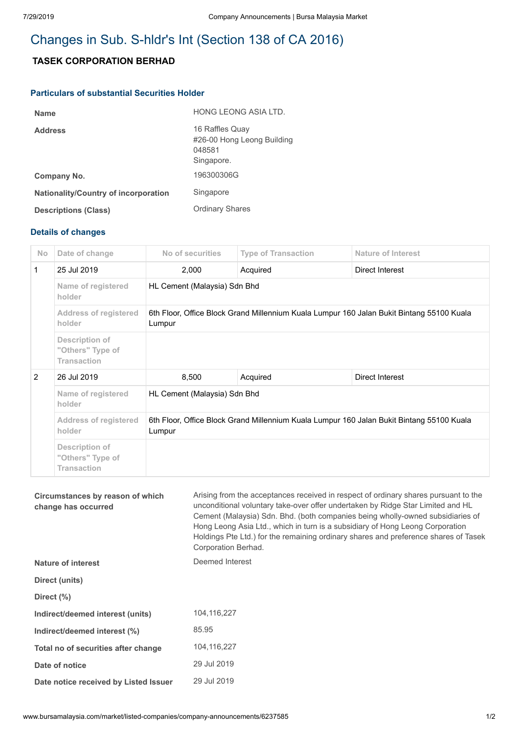# Changes in Sub. S-hldr's Int (Section 138 of CA 2016)

## TASEK CORPORATION BERHAD

### Particulars of substantial Securities Holder

| | |
|---|---|
| **Name** | HONG LEONG ASIA LTD. |
| **Address** | 16 Raffles Quay<br>#26-00 Hong Leong Building<br>048581<br>Singapore. |
| **Company No.** | 196300306G |
| **Nationality/Country of incorporation** | Singapore |
| **Descriptions (Class)** | Ordinary Shares |

### Details of changes

| No | Date of change | No of securities | Type of Transaction | Nature of Interest |
|---|---|---|---|---|
| 1 | 25 Jul 2019 | 2,000 | Acquired | Direct Interest |
| | Name of registered holder | HL Cement (Malaysia) Sdn Bhd | | |
| | Address of registered holder | 6th Floor, Office Block Grand Millennium Kuala Lumpur 160 Jalan Bukit Bintang 55100 Kuala Lumpur | | |
| | Description of "Others" Type of Transaction | | | |
| 2 | 26 Jul 2019 | 8,500 | Acquired | Direct Interest |
| | Name of registered holder | HL Cement (Malaysia) Sdn Bhd | | |
| | Address of registered holder | 6th Floor, Office Block Grand Millennium Kuala Lumpur 160 Jalan Bukit Bintang 55100 Kuala Lumpur | | |
| | Description of "Others" Type of Transaction | | | |

| | |
|---|---|
| **Circumstances by reason of which change has occurred** | Arising from the acceptances received in respect of ordinary shares pursuant to the unconditional voluntary take-over offer undertaken by Ridge Star Limited and HL Cement (Malaysia) Sdn. Bhd. (both companies being wholly-owned subsidiaries of Hong Leong Asia Ltd., which in turn is a subsidiary of Hong Leong Corporation Holdings Pte Ltd.) for the remaining ordinary shares and preference shares of Tasek Corporation Berhad. |
| **Nature of interest** | Deemed Interest |
| **Direct (units)** | |
| **Direct (%)** | |
| **Indirect/deemed interest (units)** | 104,116,227 |
| **Indirect/deemed interest (%)** | 85.95 |
| **Total no of securities after change** | 104,116,227 |
| **Date of notice** | 29 Jul 2019 |
| **Date notice received by Listed Issuer** | 29 Jul 2019 |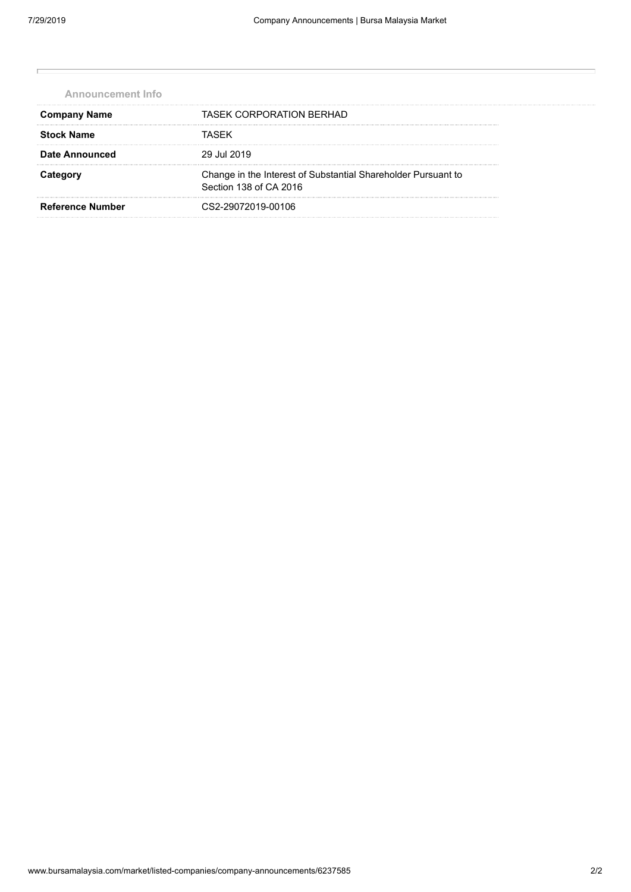## Announcement Info

| | |
|---|---|
| **Company Name** | TASEK CORPORATION BERHAD |
| **Stock Name** | TASEK |
| **Date Announced** | 29 Jul 2019 |
| **Category** | Change in the Interest of Substantial Shareholder Pursuant to Section 138 of CA 2016 |
| **Reference Number** | CS2-29072019-00106 |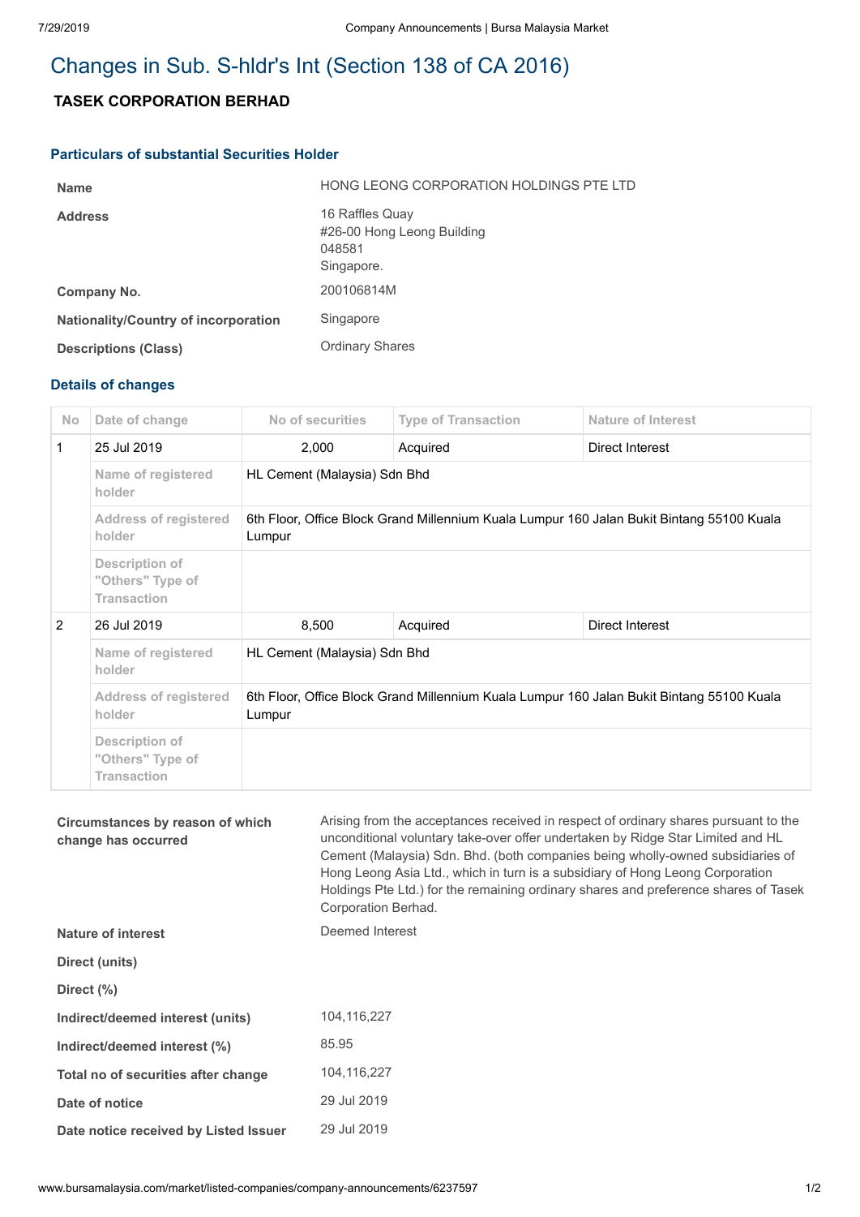# Changes in Sub. S-hldr's Int (Section 138 of CA 2016)

## TASEK CORPORATION BERHAD

### Particulars of substantial Securities Holder

| | |
|---|---|
| **Name** | HONG LEONG CORPORATION HOLDINGS PTE LTD |
| **Address** | 16 Raffles Quay<br>#26-00 Hong Leong Building<br>048581<br>Singapore. |
| **Company No.** | 200106814M |
| **Nationality/Country of incorporation** | Singapore |
| **Descriptions (Class)** | Ordinary Shares |

### Details of changes

| No | Date of change | No of securities | Type of Transaction | Nature of Interest |
|---|---|---|---|---|
| 1 | 25 Jul 2019 | 2,000 | Acquired | Direct Interest |
| | Name of registered holder | HL Cement (Malaysia) Sdn Bhd | | |
| | Address of registered holder | 6th Floor, Office Block Grand Millennium Kuala Lumpur 160 Jalan Bukit Bintang 55100 Kuala Lumpur | | |
| | Description of "Others" Type of Transaction | | | |
| 2 | 26 Jul 2019 | 8,500 | Acquired | Direct Interest |
| | Name of registered holder | HL Cement (Malaysia) Sdn Bhd | | |
| | Address of registered holder | 6th Floor, Office Block Grand Millennium Kuala Lumpur 160 Jalan Bukit Bintang 55100 Kuala Lumpur | | |
| | Description of "Others" Type of Transaction | | | |

| | |
|---|---|
| **Circumstances by reason of which change has occurred** | Arising from the acceptances received in respect of ordinary shares pursuant to the unconditional voluntary take-over offer undertaken by Ridge Star Limited and HL Cement (Malaysia) Sdn. Bhd. (both companies being wholly-owned subsidiaries of Hong Leong Asia Ltd., which in turn is a subsidiary of Hong Leong Corporation Holdings Pte Ltd.) for the remaining ordinary shares and preference shares of Tasek Corporation Berhad. |
| **Nature of interest** | Deemed Interest |
| **Direct (units)** | |
| **Direct (%)** | |
| **Indirect/deemed interest (units)** | 104,116,227 |
| **Indirect/deemed interest (%)** | 85.95 |
| **Total no of securities after change** | 104,116,227 |
| **Date of notice** | 29 Jul 2019 |
| **Date notice received by Listed Issuer** | 29 Jul 2019 |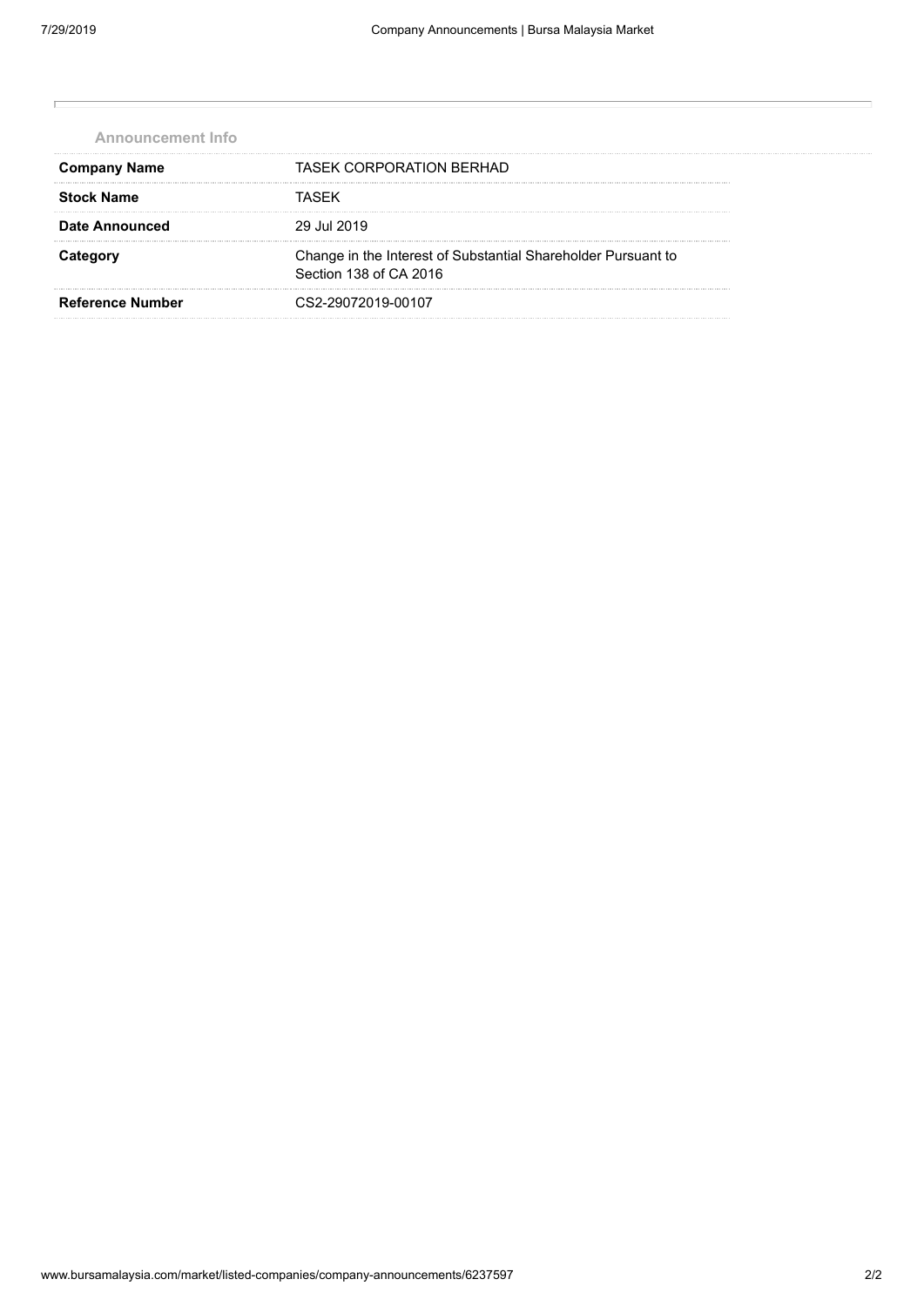### Announcement Info

| | |
|---|---|
| **Company Name** | TASEK CORPORATION BERHAD |
| **Stock Name** | TASEK |
| **Date Announced** | 29 Jul 2019 |
| **Category** | Change in the Interest of Substantial Shareholder Pursuant to Section 138 of CA 2016 |
| **Reference Number** | CS2-29072019-00107 |